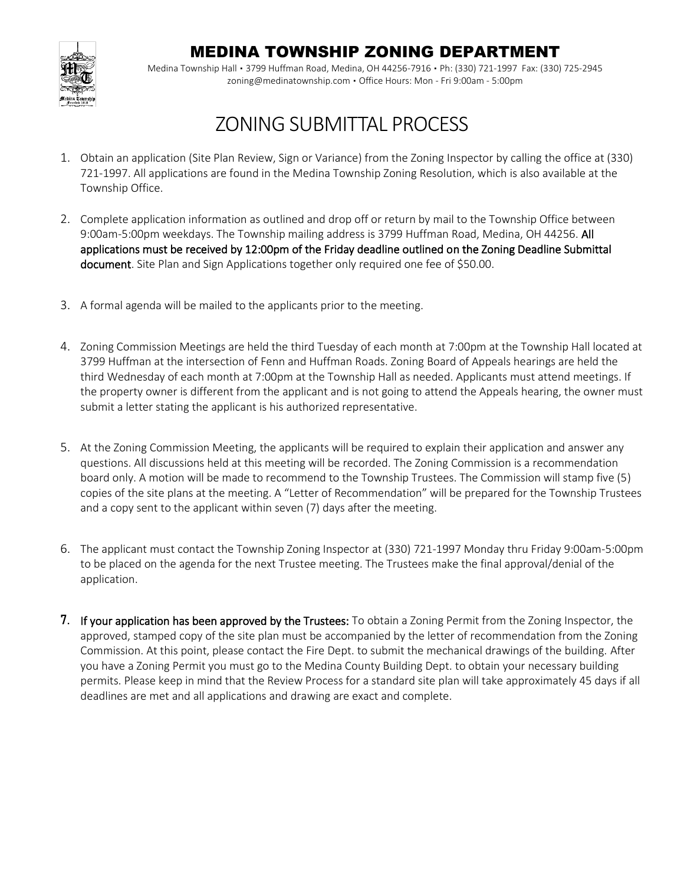# MEDINA TOWNSHIP ZONING DEPARTMENT

Medina Township Hall • 3799 Huffman Road, Medina, OH 44256-7916 • Ph: (330) 721-1997 Fax: (330) 725-2945
zoning@medinatownship.com • Office Hours: Mon - Fri 9:00am - 5:00pm

## ZONING SUBMITTAL PROCESS

1. Obtain an application (Site Plan Review, Sign or Variance) from the Zoning Inspector by calling the office at (330) 721-1997. All applications are found in the Medina Township Zoning Resolution, which is also available at the Township Office.

2. Complete application information as outlined and drop off or return by mail to the Township Office between 9:00am-5:00pm weekdays. The Township mailing address is 3799 Huffman Road, Medina, OH 44256. **All applications must be received by 12:00pm of the Friday deadline outlined on the Zoning Deadline Submittal document**. Site Plan and Sign Applications together only required one fee of $50.00.

3. A formal agenda will be mailed to the applicants prior to the meeting.

4. Zoning Commission Meetings are held the third Tuesday of each month at 7:00pm at the Township Hall located at 3799 Huffman at the intersection of Fenn and Huffman Roads. Zoning Board of Appeals hearings are held the third Wednesday of each month at 7:00pm at the Township Hall as needed. Applicants must attend meetings. If the property owner is different from the applicant and is not going to attend the Appeals hearing, the owner must submit a letter stating the applicant is his authorized representative.

5. At the Zoning Commission Meeting, the applicants will be required to explain their application and answer any questions. All discussions held at this meeting will be recorded. The Zoning Commission is a recommendation board only. A motion will be made to recommend to the Township Trustees. The Commission will stamp five (5) copies of the site plans at the meeting. A "Letter of Recommendation" will be prepared for the Township Trustees and a copy sent to the applicant within seven (7) days after the meeting.

6. The applicant must contact the Township Zoning Inspector at (330) 721-1997 Monday thru Friday 9:00am-5:00pm to be placed on the agenda for the next Trustee meeting. The Trustees make the final approval/denial of the application.

7. **If your application has been approved by the Trustees:** To obtain a Zoning Permit from the Zoning Inspector, the approved, stamped copy of the site plan must be accompanied by the letter of recommendation from the Zoning Commission. At this point, please contact the Fire Dept. to submit the mechanical drawings of the building. After you have a Zoning Permit you must go to the Medina County Building Dept. to obtain your necessary building permits. Please keep in mind that the Review Process for a standard site plan will take approximately 45 days if all deadlines are met and all applications and drawing are exact and complete.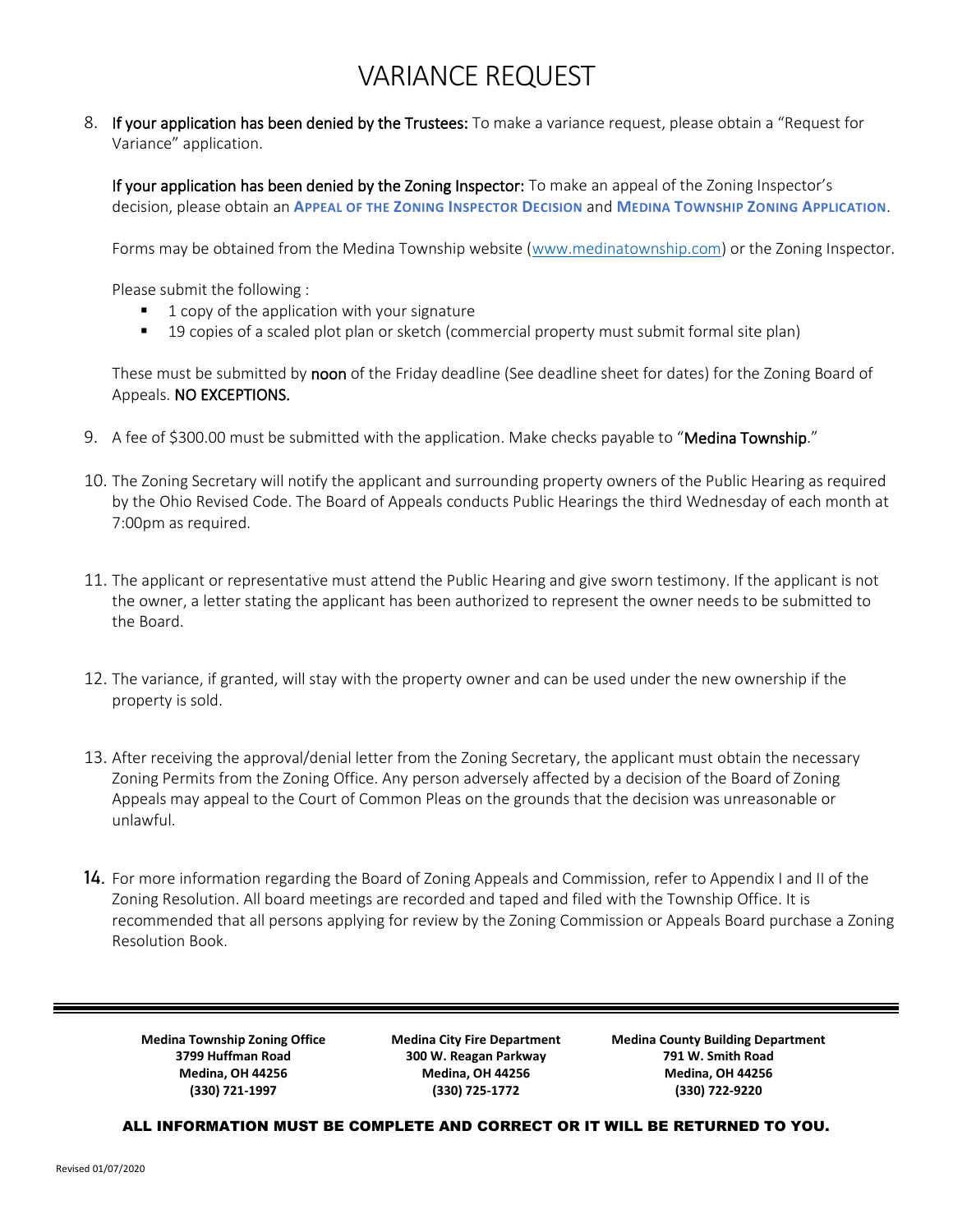# VARIANCE REQUEST

8. **If your application has been denied by the Trustees:** To make a variance request, please obtain a "Request for Variance" application.

   **If your application has been denied by the Zoning Inspector:** To make an appeal of the Zoning Inspector's decision, please obtain an **APPEAL OF THE ZONING INSPECTOR DECISION** and **MEDINA TOWNSHIP ZONING APPLICATION**.

   Forms may be obtained from the Medina Township website (www.medinatownship.com) or the Zoning Inspector.

   Please submit the following :
   - 1 copy of the application with your signature
   - 19 copies of a scaled plot plan or sketch (commercial property must submit formal site plan)

   These must be submitted by **noon** of the Friday deadline (See deadline sheet for dates) for the Zoning Board of Appeals. **NO EXCEPTIONS.**

9. A fee of $300.00 must be submitted with the application. Make checks payable to "**Medina Township**."

10. The Zoning Secretary will notify the applicant and surrounding property owners of the Public Hearing as required by the Ohio Revised Code. The Board of Appeals conducts Public Hearings the third Wednesday of each month at 7:00pm as required.

11. The applicant or representative must attend the Public Hearing and give sworn testimony. If the applicant is not the owner, a letter stating the applicant has been authorized to represent the owner needs to be submitted to the Board.

12. The variance, if granted, will stay with the property owner and can be used under the new ownership if the property is sold.

13. After receiving the approval/denial letter from the Zoning Secretary, the applicant must obtain the necessary Zoning Permits from the Zoning Office. Any person adversely affected by a decision of the Board of Zoning Appeals may appeal to the Court of Common Pleas on the grounds that the decision was unreasonable or unlawful.

14. For more information regarding the Board of Zoning Appeals and Commission, refer to Appendix I and II of the Zoning Resolution. All board meetings are recorded and taped and filed with the Township Office. It is recommended that all persons applying for review by the Zoning Commission or Appeals Board purchase a Zoning Resolution Book.

---

**Medina Township Zoning Office**
**3799 Huffman Road**
**Medina, OH 44256**
**(330) 721-1997**

**Medina City Fire Department**
**300 W. Reagan Parkway**
**Medina, OH 44256**
**(330) 725-1772**

**Medina County Building Department**
**791 W. Smith Road**
**Medina, OH 44256**
**(330) 722-9220**

**ALL INFORMATION MUST BE COMPLETE AND CORRECT OR IT WILL BE RETURNED TO YOU.**

Revised 01/07/2020